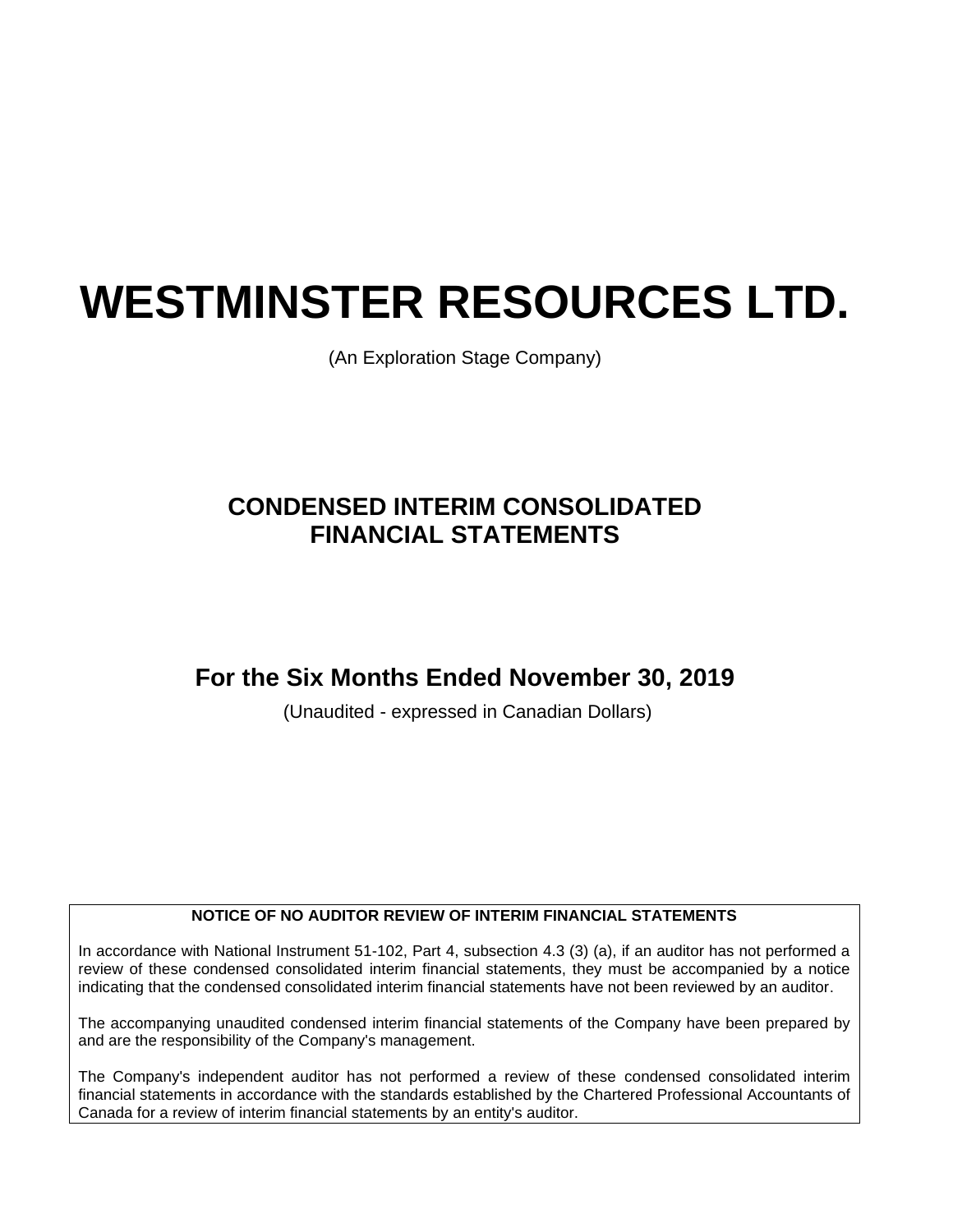# WESTMINSTER RESOURCES LTD.

(An Exploration Stage Company)

## CONDENSED INTERIM CONSOLIDATED FINANCIAL STATEMENTS

## For the Six Months Ended November 30, 2019

(Unaudited - expressed in Canadian Dollars)

**NOTICE OF NO AUDITOR REVIEW OF INTERIM FINANCIAL STATEMENTS**

In accordance with National Instrument 51-102, Part 4, subsection 4.3 (3) (a), if an auditor has not performed a review of these condensed consolidated interim financial statements, they must be accompanied by a notice indicating that the condensed consolidated interim financial statements have not been reviewed by an auditor.

The accompanying unaudited condensed interim financial statements of the Company have been prepared by and are the responsibility of the Company's management.

The Company's independent auditor has not performed a review of these condensed consolidated interim financial statements in accordance with the standards established by the Chartered Professional Accountants of Canada for a review of interim financial statements by an entity's auditor.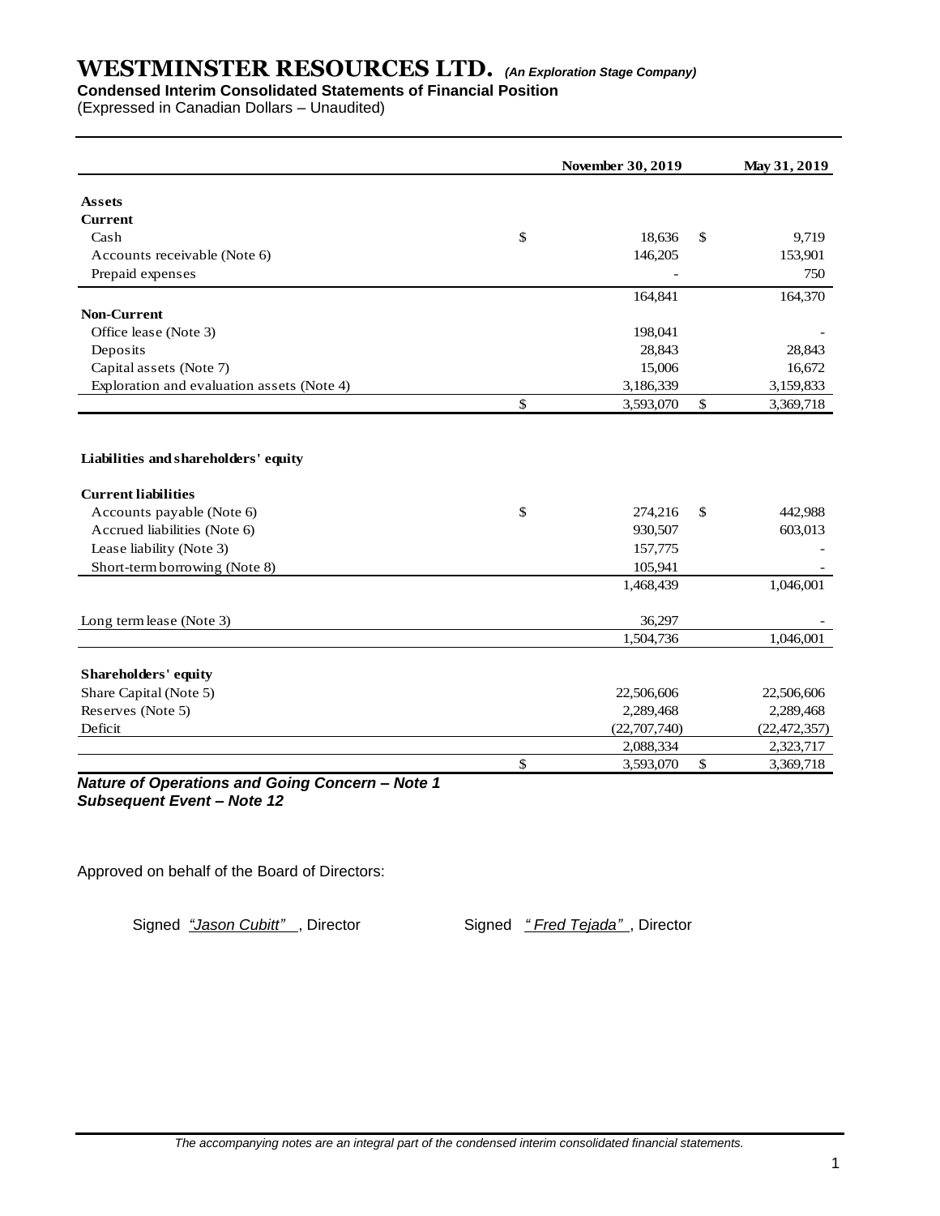# WESTMINSTER RESOURCES LTD. *(An Exploration Stage Company)*

**Condensed Interim Consolidated Statements of Financial Position**

(Expressed in Canadian Dollars – Unaudited)

| | November 30, 2019 | May 31, 2019 |
|---|---|---|
| **Assets** | | |
| **Current** | | |
| Cash | $ 18,636 | $ 9,719 |
| Accounts receivable (Note 6) | 146,205 | 153,901 |
| Prepaid expenses | - | 750 |
| | 164,841 | 164,370 |
| **Non-Current** | | |
| Office lease (Note 3) | 198,041 | - |
| Deposits | 28,843 | 28,843 |
| Capital assets (Note 7) | 15,006 | 16,672 |
| Exploration and evaluation assets (Note 4) | 3,186,339 | 3,159,833 |
| | $ 3,593,070 | $ 3,369,718 |
| | | |
| **Liabilities and shareholders' equity** | | |
| **Current liabilities** | | |
| Accounts payable (Note 6) | $ 274,216 | $ 442,988 |
| Accrued liabilities (Note 6) | 930,507 | 603,013 |
| Lease liability (Note 3) | 157,775 | - |
| Short-term borrowing (Note 8) | 105,941 | - |
| | 1,468,439 | 1,046,001 |
| Long term lease (Note 3) | 36,297 | - |
| | 1,504,736 | 1,046,001 |
| **Shareholders' equity** | | |
| Share Capital (Note 5) | 22,506,606 | 22,506,606 |
| Reserves (Note 5) | 2,289,468 | 2,289,468 |
| Deficit | (22,707,740) | (22,472,357) |
| | 2,088,334 | 2,323,717 |
| | $ 3,593,070 | $ 3,369,718 |

***Nature of Operations and Going Concern – Note 1***
***Subsequent Event – Note 12***

Approved on behalf of the Board of Directors:

Signed *"Jason Cubitt"* , Director     Signed *" Fred Tejada"* , Director

*The accompanying notes are an integral part of the condensed interim consolidated financial statements.*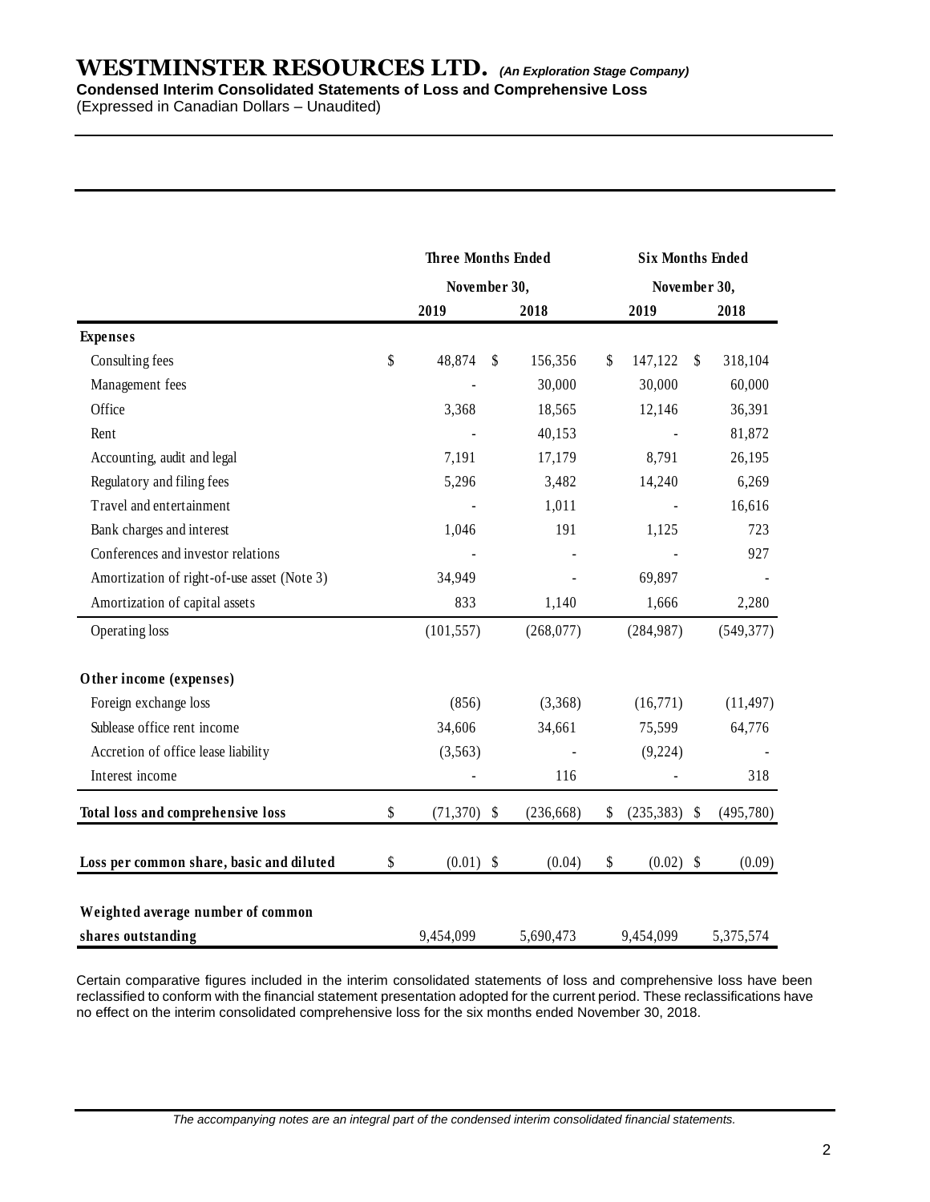# WESTMINSTER RESOURCES LTD. *(An Exploration Stage Company)*

**Condensed Interim Consolidated Statements of Loss and Comprehensive Loss**

(Expressed in Canadian Dollars – Unaudited)

| | Three Months Ended November 30, | | Six Months Ended November 30, | |
|---|---|---|---|---|
| | 2019 | 2018 | 2019 | 2018 |
| **Expenses** | | | | |
| Consulting fees | $ 48,874 | $ 156,356 | $ 147,122 | $ 318,104 |
| Management fees | - | 30,000 | 30,000 | 60,000 |
| Office | 3,368 | 18,565 | 12,146 | 36,391 |
| Rent | - | 40,153 | - | 81,872 |
| Accounting, audit and legal | 7,191 | 17,179 | 8,791 | 26,195 |
| Regulatory and filing fees | 5,296 | 3,482 | 14,240 | 6,269 |
| Travel and entertainment | - | 1,011 | - | 16,616 |
| Bank charges and interest | 1,046 | 191 | 1,125 | 723 |
| Conferences and investor relations | - | - | - | 927 |
| Amortization of right-of-use asset (Note 3) | 34,949 | - | 69,897 | - |
| Amortization of capital assets | 833 | 1,140 | 1,666 | 2,280 |
| Operating loss | (101,557) | (268,077) | (284,987) | (549,377) |
| **Other income (expenses)** | | | | |
| Foreign exchange loss | (856) | (3,368) | (16,771) | (11,497) |
| Sublease office rent income | 34,606 | 34,661 | 75,599 | 64,776 |
| Accretion of office lease liability | (3,563) | - | (9,224) | - |
| Interest income | - | 116 | - | 318 |
| **Total loss and comprehensive loss** | $ (71,370) | $ (236,668) | $ (235,383) | $ (495,780) |
| **Loss per common share, basic and diluted** | $ (0.01) | $ (0.04) | $ (0.02) | $ (0.09) |
| **Weighted average number of common shares outstanding** | 9,454,099 | 5,690,473 | 9,454,099 | 5,375,574 |

Certain comparative figures included in the interim consolidated statements of loss and comprehensive loss have been reclassified to conform with the financial statement presentation adopted for the current period. These reclassifications have no effect on the interim consolidated comprehensive loss for the six months ended November 30, 2018.

*The accompanying notes are an integral part of the condensed interim consolidated financial statements.*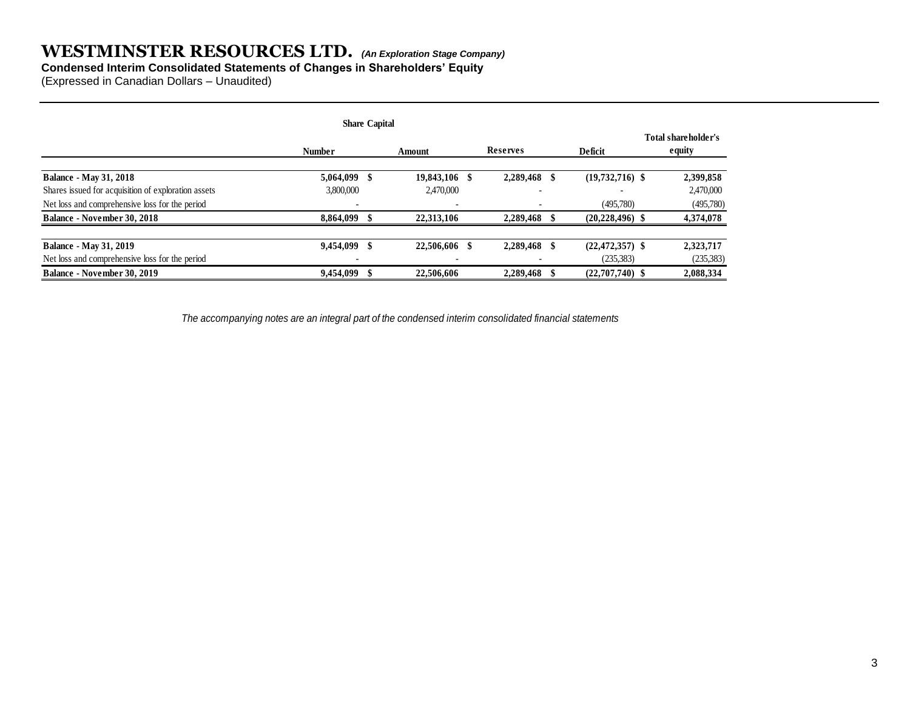# WESTMINSTER RESOURCES LTD. *(An Exploration Stage Company)*

**Condensed Interim Consolidated Statements of Changes in Shareholders' Equity**

(Expressed in Canadian Dollars – Unaudited)

| | Share Capital | | | | |
|---|---|---|---|---|---|
| | **Number** | **Amount** | **Reserves** | **Deficit** | **Total shareholder's equity** |
| **Balance - May 31, 2018** | **5,064,099** | **$ 19,843,106** | **$ 2,289,468** | **$ (19,732,716)** | **$ 2,399,858** |
| Shares issued for acquisition of exploration assets | 3,800,000 | 2,470,000 | - | - | 2,470,000 |
| Net loss and comprehensive loss for the period | - | - | - | (495,780) | (495,780) |
| **Balance - November 30, 2018** | **8,864,099** | **$ 22,313,106** | **2,289,468** | **$ (20,228,496)** | **$ 4,374,078** |
| | | | | | |
| **Balance - May 31, 2019** | **9,454,099** | **$ 22,506,606** | **$ 2,289,468** | **$ (22,472,357)** | **$ 2,323,717** |
| Net loss and comprehensive loss for the period | - | - | - | (235,383) | (235,383) |
| **Balance - November 30, 2019** | **9,454,099** | **$ 22,506,606** | **2,289,468** | **$ (22,707,740)** | **$ 2,088,334** |

*The accompanying notes are an integral part of the condensed interim consolidated financial statements*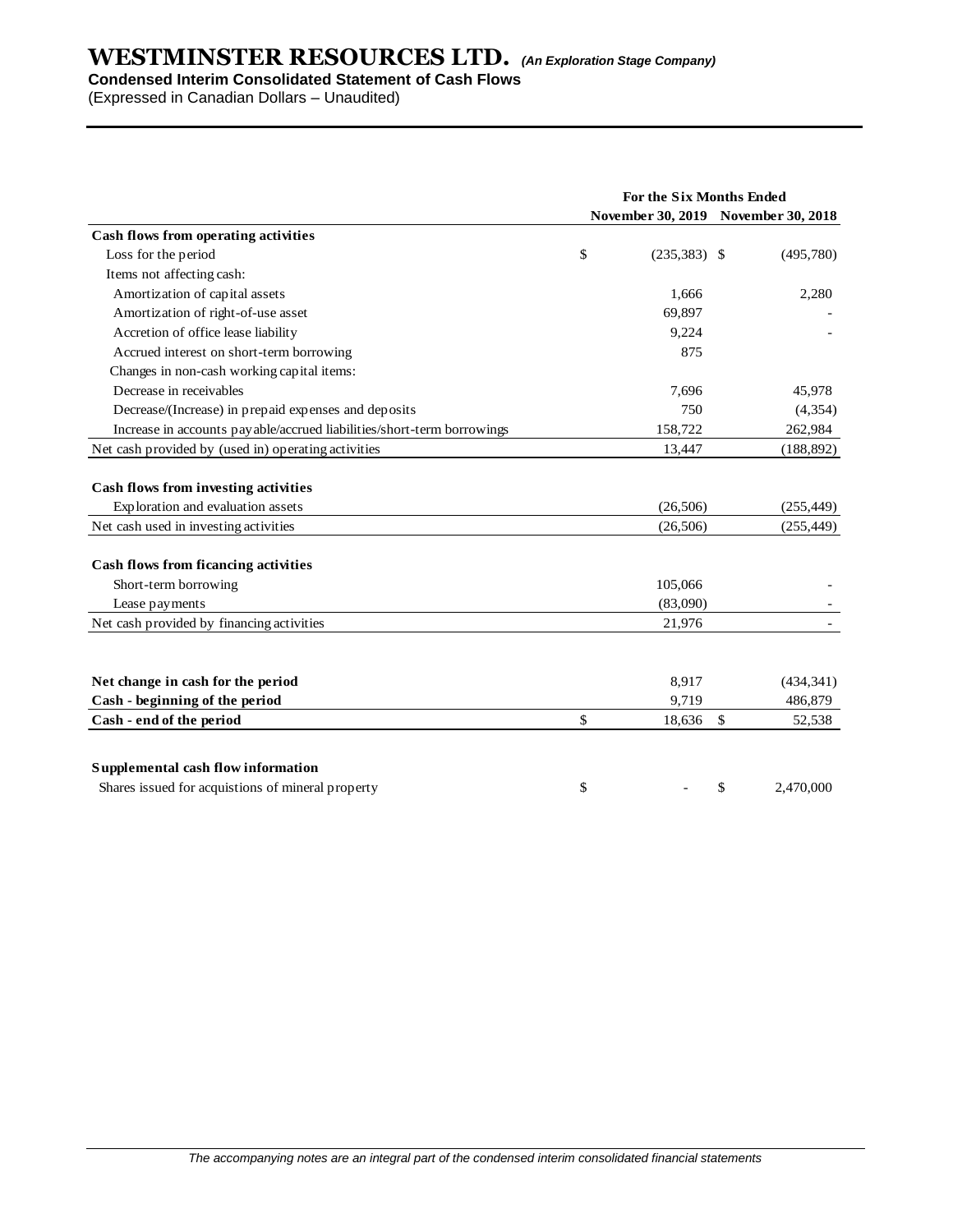# WESTMINSTER RESOURCES LTD. *(An Exploration Stage Company)*

**Condensed Interim Consolidated Statement of Cash Flows**

(Expressed in Canadian Dollars – Unaudited)

| | For the Six Months Ended | |
|---|---|---|
| | November 30, 2019 | November 30, 2018 |
| **Cash flows from operating activities** | | |
| Loss for the period | $ (235,383) | $ (495,780) |
| Items not affecting cash: | | |
| Amortization of capital assets | 1,666 | 2,280 |
| Amortization of right-of-use asset | 69,897 | - |
| Accretion of office lease liability | 9,224 | - |
| Accrued interest on short-term borrowing | 875 | |
| Changes in non-cash working capital items: | | |
| Decrease in receivables | 7,696 | 45,978 |
| Decrease/(Increase) in prepaid expenses and deposits | 750 | (4,354) |
| Increase in accounts payable/accrued liabilities/short-term borrowings | 158,722 | 262,984 |
| Net cash provided by (used in) operating activities | 13,447 | (188,892) |
| **Cash flows from investing activities** | | |
| Exploration and evaluation assets | (26,506) | (255,449) |
| Net cash used in investing activities | (26,506) | (255,449) |
| **Cash flows from ficancing activities** | | |
| Short-term borrowing | 105,066 | - |
| Lease payments | (83,090) | - |
| Net cash provided by financing activities | 21,976 | - |
| **Net change in cash for the period** | 8,917 | (434,341) |
| **Cash - beginning of the period** | 9,719 | 486,879 |
| **Cash - end of the period** | $ 18,636 | $ 52,538 |
| **Supplemental cash flow information** | | |
| Shares issued for acquistions of mineral property | $ - | $ 2,470,000 |

*The accompanying notes are an integral part of the condensed interim consolidated financial statements*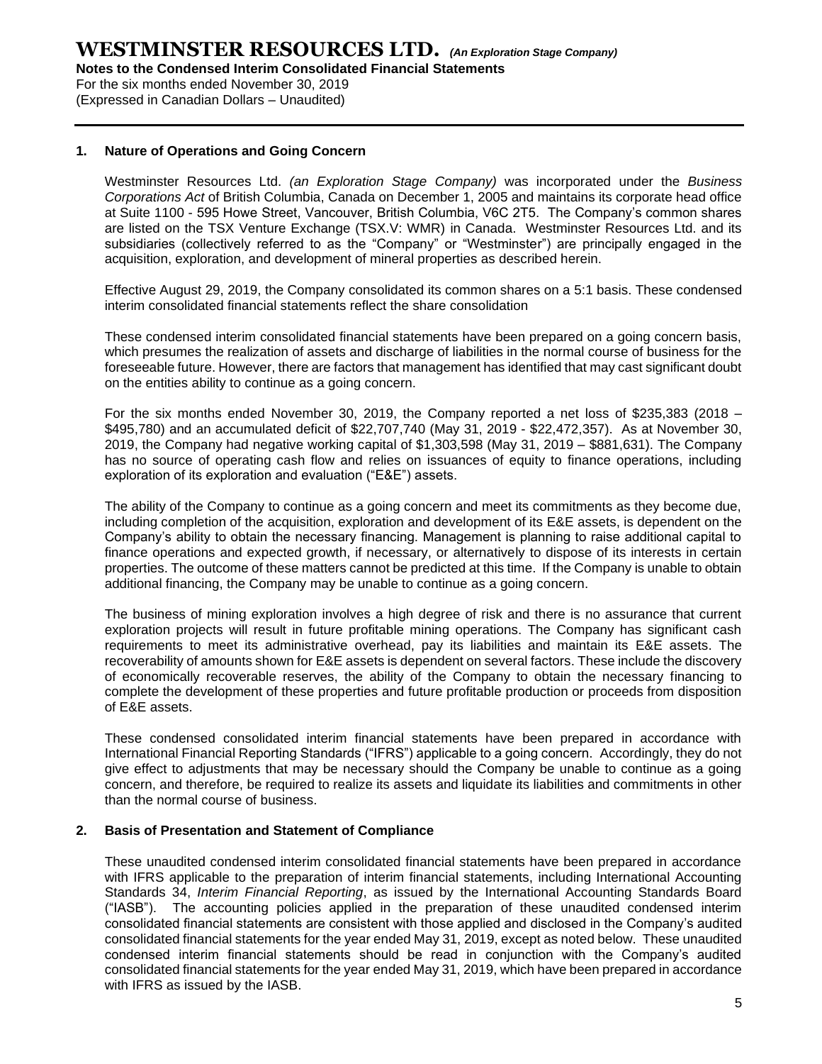## 1. Nature of Operations and Going Concern

Westminster Resources Ltd. *(an Exploration Stage Company)* was incorporated under the *Business Corporations Act* of British Columbia, Canada on December 1, 2005 and maintains its corporate head office at Suite 1100 - 595 Howe Street, Vancouver, British Columbia, V6C 2T5. The Company's common shares are listed on the TSX Venture Exchange (TSX.V: WMR) in Canada. Westminster Resources Ltd. and its subsidiaries (collectively referred to as the "Company" or "Westminster") are principally engaged in the acquisition, exploration, and development of mineral properties as described herein.

Effective August 29, 2019, the Company consolidated its common shares on a 5:1 basis. These condensed interim consolidated financial statements reflect the share consolidation

These condensed interim consolidated financial statements have been prepared on a going concern basis, which presumes the realization of assets and discharge of liabilities in the normal course of business for the foreseeable future. However, there are factors that management has identified that may cast significant doubt on the entities ability to continue as a going concern.

For the six months ended November 30, 2019, the Company reported a net loss of $235,383 (2018 – $495,780) and an accumulated deficit of $22,707,740 (May 31, 2019 - $22,472,357). As at November 30, 2019, the Company had negative working capital of $1,303,598 (May 31, 2019 – $881,631). The Company has no source of operating cash flow and relies on issuances of equity to finance operations, including exploration of its exploration and evaluation ("E&E") assets.

The ability of the Company to continue as a going concern and meet its commitments as they become due, including completion of the acquisition, exploration and development of its E&E assets, is dependent on the Company's ability to obtain the necessary financing. Management is planning to raise additional capital to finance operations and expected growth, if necessary, or alternatively to dispose of its interests in certain properties. The outcome of these matters cannot be predicted at this time. If the Company is unable to obtain additional financing, the Company may be unable to continue as a going concern.

The business of mining exploration involves a high degree of risk and there is no assurance that current exploration projects will result in future profitable mining operations. The Company has significant cash requirements to meet its administrative overhead, pay its liabilities and maintain its E&E assets. The recoverability of amounts shown for E&E assets is dependent on several factors. These include the discovery of economically recoverable reserves, the ability of the Company to obtain the necessary financing to complete the development of these properties and future profitable production or proceeds from disposition of E&E assets.

These condensed consolidated interim financial statements have been prepared in accordance with International Financial Reporting Standards ("IFRS") applicable to a going concern. Accordingly, they do not give effect to adjustments that may be necessary should the Company be unable to continue as a going concern, and therefore, be required to realize its assets and liquidate its liabilities and commitments in other than the normal course of business.

## 2. Basis of Presentation and Statement of Compliance

These unaudited condensed interim consolidated financial statements have been prepared in accordance with IFRS applicable to the preparation of interim financial statements, including International Accounting Standards 34, *Interim Financial Reporting*, as issued by the International Accounting Standards Board ("IASB"). The accounting policies applied in the preparation of these unaudited condensed interim consolidated financial statements are consistent with those applied and disclosed in the Company's audited consolidated financial statements for the year ended May 31, 2019, except as noted below. These unaudited condensed interim financial statements should be read in conjunction with the Company's audited consolidated financial statements for the year ended May 31, 2019, which have been prepared in accordance with IFRS as issued by the IASB.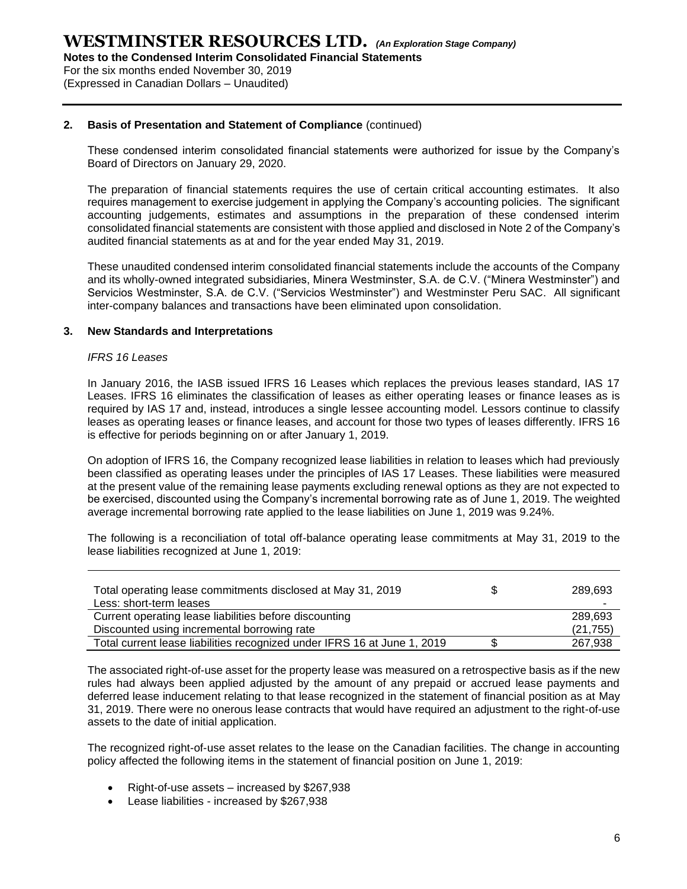## 2. Basis of Presentation and Statement of Compliance (continued)

These condensed interim consolidated financial statements were authorized for issue by the Company's Board of Directors on January 29, 2020.

The preparation of financial statements requires the use of certain critical accounting estimates. It also requires management to exercise judgement in applying the Company's accounting policies. The significant accounting judgements, estimates and assumptions in the preparation of these condensed interim consolidated financial statements are consistent with those applied and disclosed in Note 2 of the Company's audited financial statements as at and for the year ended May 31, 2019.

These unaudited condensed interim consolidated financial statements include the accounts of the Company and its wholly-owned integrated subsidiaries, Minera Westminster, S.A. de C.V. ("Minera Westminster") and Servicios Westminster, S.A. de C.V. ("Servicios Westminster") and Westminster Peru SAC. All significant inter-company balances and transactions have been eliminated upon consolidation.

## 3. New Standards and Interpretations

*IFRS 16 Leases*

In January 2016, the IASB issued IFRS 16 Leases which replaces the previous leases standard, IAS 17 Leases. IFRS 16 eliminates the classification of leases as either operating leases or finance leases as is required by IAS 17 and, instead, introduces a single lessee accounting model. Lessors continue to classify leases as operating leases or finance leases, and account for those two types of leases differently. IFRS 16 is effective for periods beginning on or after January 1, 2019.

On adoption of IFRS 16, the Company recognized lease liabilities in relation to leases which had previously been classified as operating leases under the principles of IAS 17 Leases. These liabilities were measured at the present value of the remaining lease payments excluding renewal options as they are not expected to be exercised, discounted using the Company's incremental borrowing rate as of June 1, 2019. The weighted average incremental borrowing rate applied to the lease liabilities on June 1, 2019 was 9.24%.

The following is a reconciliation of total off-balance operating lease commitments at May 31, 2019 to the lease liabilities recognized at June 1, 2019:

| | | |
|---|---|---|
| Total operating lease commitments disclosed at May 31, 2019 | $ | 289,693 |
| Less: short-term leases | | - |
| Current operating lease liabilities before discounting | | 289,693 |
| Discounted using incremental borrowing rate | | (21,755) |
| Total current lease liabilities recognized under IFRS 16 at June 1, 2019 | $ | 267,938 |

The associated right-of-use asset for the property lease was measured on a retrospective basis as if the new rules had always been applied adjusted by the amount of any prepaid or accrued lease payments and deferred lease inducement relating to that lease recognized in the statement of financial position as at May 31, 2019. There were no onerous lease contracts that would have required an adjustment to the right-of-use assets to the date of initial application.

The recognized right-of-use asset relates to the lease on the Canadian facilities. The change in accounting policy affected the following items in the statement of financial position on June 1, 2019:

- Right-of-use assets – increased by $267,938
- Lease liabilities - increased by $267,938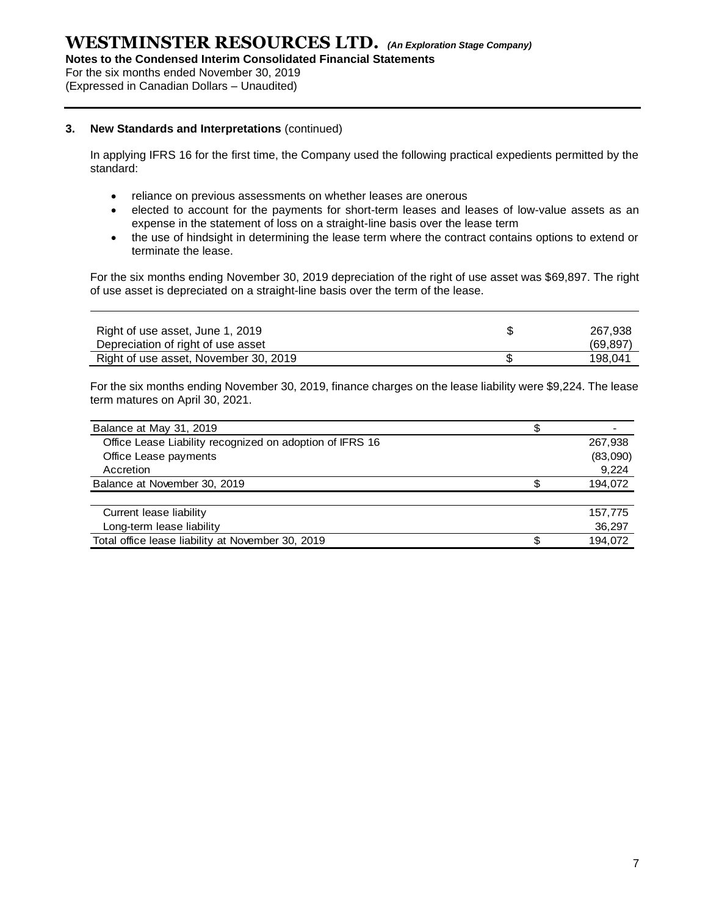### 3. New Standards and Interpretations (continued)

In applying IFRS 16 for the first time, the Company used the following practical expedients permitted by the standard:

- reliance on previous assessments on whether leases are onerous
- elected to account for the payments for short-term leases and leases of low-value assets as an expense in the statement of loss on a straight-line basis over the lease term
- the use of hindsight in determining the lease term where the contract contains options to extend or terminate the lease.

For the six months ending November 30, 2019 depreciation of the right of use asset was $69,897. The right of use asset is depreciated on a straight-line basis over the term of the lease.

| | | |
|---|---|---|
| Right of use asset, June 1, 2019 | $ | 267,938 |
| Depreciation of right of use asset | | (69,897) |
| Right of use asset, November 30, 2019 | $ | 198,041 |

For the six months ending November 30, 2019, finance charges on the lease liability were $9,224. The lease term matures on April 30, 2021.

| | | |
|---|---|---|
| Balance at May 31, 2019 | $ | - |
| Office Lease Liability recognized on adoption of IFRS 16 | | 267,938 |
| Office Lease payments | | (83,090) |
| Accretion | | 9,224 |
| Balance at November 30, 2019 | $ | 194,072 |
| | | |
| Current lease liability | | 157,775 |
| Long-term lease liability | | 36,297 |
| Total office lease liability at November 30, 2019 | $ | 194,072 |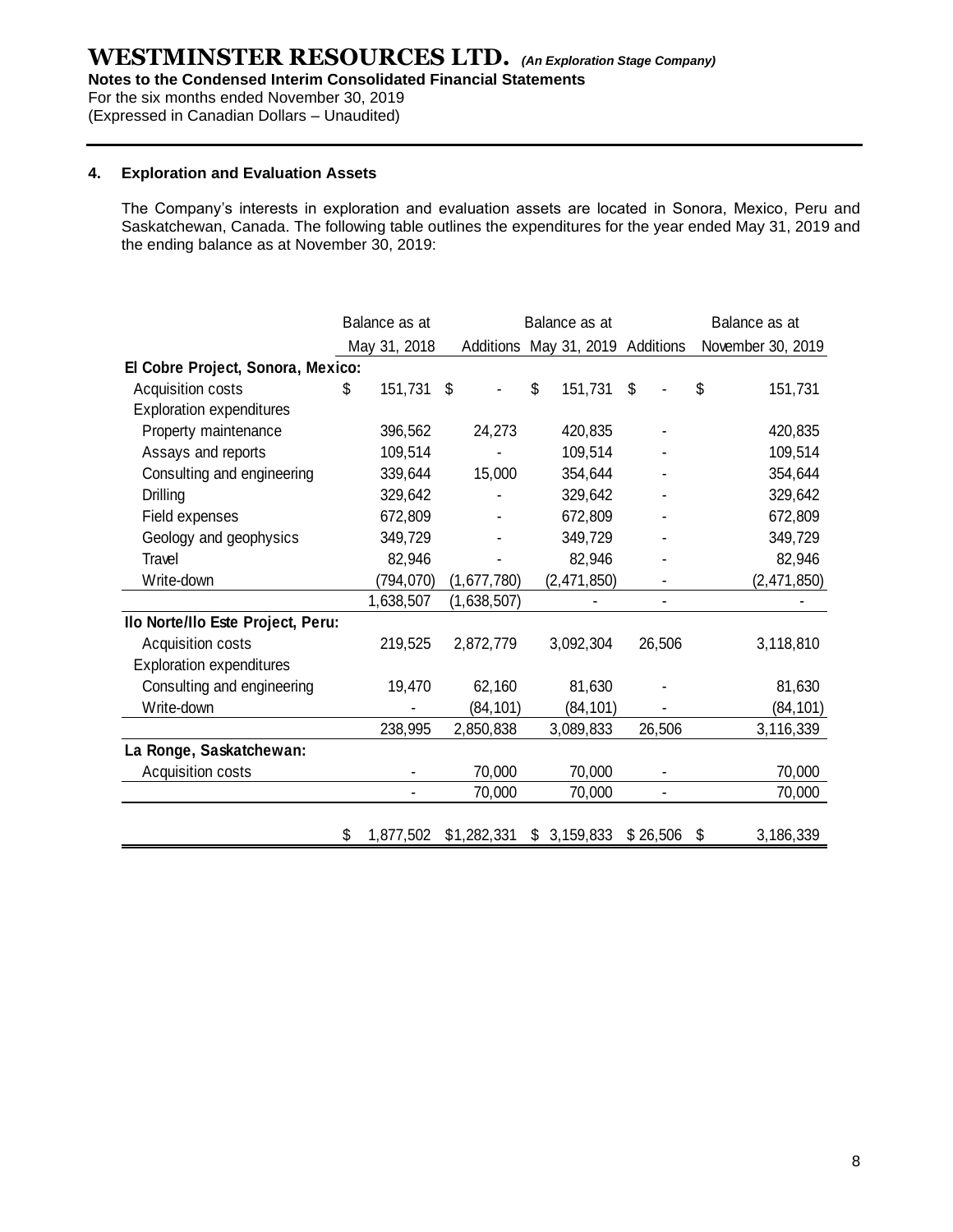# WESTMINSTER RESOURCES LTD. *(An Exploration Stage Company)*

**Notes to the Condensed Interim Consolidated Financial Statements**
For the six months ended November 30, 2019
(Expressed in Canadian Dollars – Unaudited)

## 4. Exploration and Evaluation Assets

The Company's interests in exploration and evaluation assets are located in Sonora, Mexico, Peru and Saskatchewan, Canada. The following table outlines the expenditures for the year ended May 31, 2019 and the ending balance as at November 30, 2019:

| | Balance as at May 31, 2018 | Additions | Balance as at May 31, 2019 | Additions | Balance as at November 30, 2019 |
|---|---|---|---|---|---|
| **El Cobre Project, Sonora, Mexico:** | | | | | |
| Acquisition costs | $ 151,731 | $ - | $ 151,731 | $ - | $ 151,731 |
| Exploration expenditures | | | | | |
| Property maintenance | 396,562 | 24,273 | 420,835 | - | 420,835 |
| Assays and reports | 109,514 | - | 109,514 | - | 109,514 |
| Consulting and engineering | 339,644 | 15,000 | 354,644 | - | 354,644 |
| Drilling | 329,642 | - | 329,642 | - | 329,642 |
| Field expenses | 672,809 | - | 672,809 | - | 672,809 |
| Geology and geophysics | 349,729 | - | 349,729 | - | 349,729 |
| Travel | 82,946 | - | 82,946 | - | 82,946 |
| Write-down | (794,070) | (1,677,780) | (2,471,850) | - | (2,471,850) |
| | 1,638,507 | (1,638,507) | - | - | - |
| **Ilo Norte/Ilo Este Project, Peru:** | | | | | |
| Acquisition costs | 219,525 | 2,872,779 | 3,092,304 | 26,506 | 3,118,810 |
| Exploration expenditures | | | | | |
| Consulting and engineering | 19,470 | 62,160 | 81,630 | - | 81,630 |
| Write-down | - | (84,101) | (84,101) | - | (84,101) |
| | 238,995 | 2,850,838 | 3,089,833 | 26,506 | 3,116,339 |
| **La Ronge, Saskatchewan:** | | | | | |
| Acquisition costs | - | 70,000 | 70,000 | - | 70,000 |
| | - | 70,000 | 70,000 | - | 70,000 |
| | $ 1,877,502 | $1,282,331 | $ 3,159,833 | $ 26,506 | $ 3,186,339 |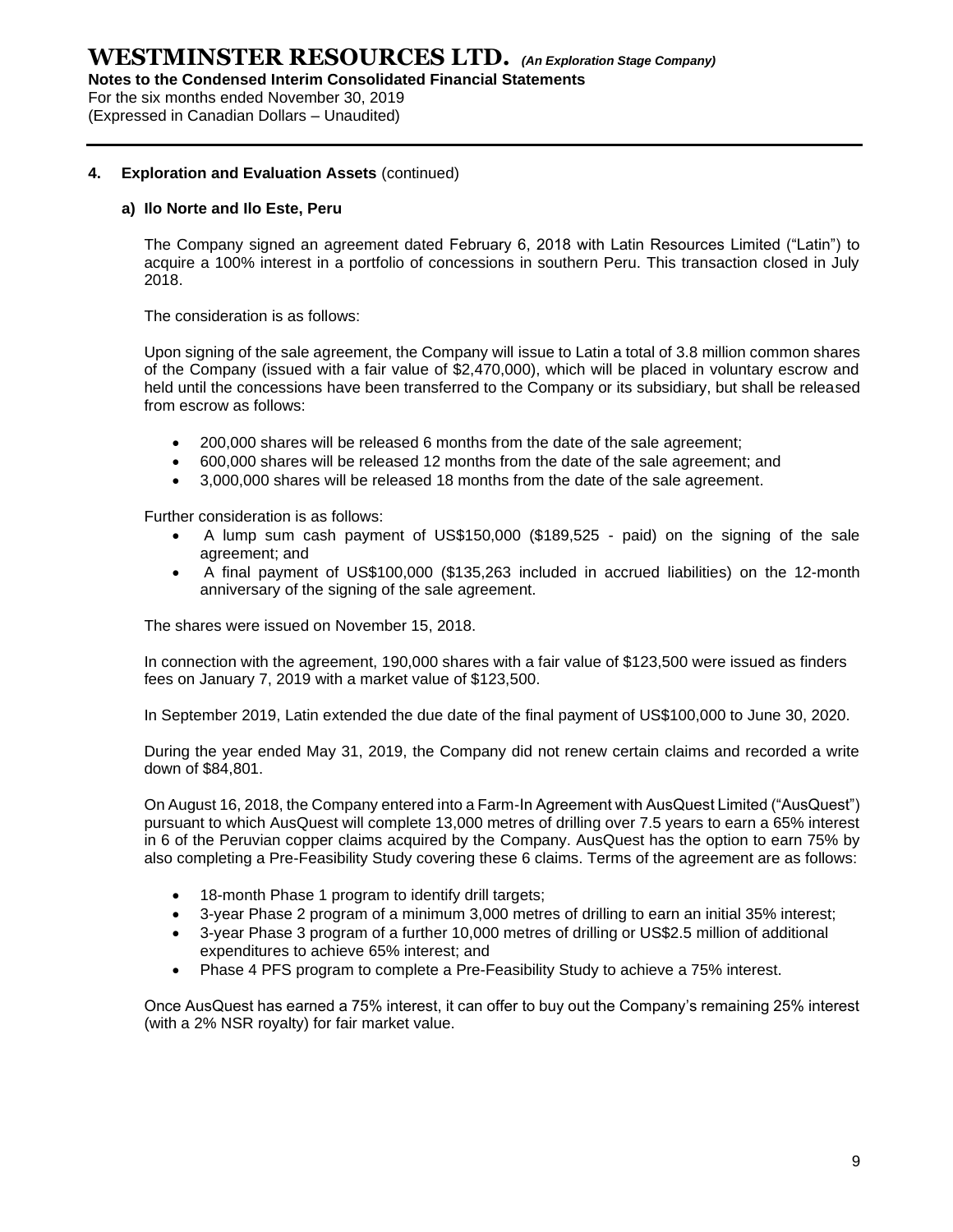## 4. Exploration and Evaluation Assets (continued)

### a) Ilo Norte and Ilo Este, Peru

The Company signed an agreement dated February 6, 2018 with Latin Resources Limited ("Latin") to acquire a 100% interest in a portfolio of concessions in southern Peru. This transaction closed in July 2018.

The consideration is as follows:

Upon signing of the sale agreement, the Company will issue to Latin a total of 3.8 million common shares of the Company (issued with a fair value of $2,470,000), which will be placed in voluntary escrow and held until the concessions have been transferred to the Company or its subsidiary, but shall be released from escrow as follows:

- 200,000 shares will be released 6 months from the date of the sale agreement;
- 600,000 shares will be released 12 months from the date of the sale agreement; and
- 3,000,000 shares will be released 18 months from the date of the sale agreement.

Further consideration is as follows:

- A lump sum cash payment of US$150,000 ($189,525 - paid) on the signing of the sale agreement; and
- A final payment of US$100,000 ($135,263 included in accrued liabilities) on the 12-month anniversary of the signing of the sale agreement.

The shares were issued on November 15, 2018.

In connection with the agreement, 190,000 shares with a fair value of $123,500 were issued as finders fees on January 7, 2019 with a market value of $123,500.

In September 2019, Latin extended the due date of the final payment of US$100,000 to June 30, 2020.

During the year ended May 31, 2019, the Company did not renew certain claims and recorded a write down of $84,801.

On August 16, 2018, the Company entered into a Farm-In Agreement with AusQuest Limited ("AusQuest") pursuant to which AusQuest will complete 13,000 metres of drilling over 7.5 years to earn a 65% interest in 6 of the Peruvian copper claims acquired by the Company. AusQuest has the option to earn 75% by also completing a Pre-Feasibility Study covering these 6 claims. Terms of the agreement are as follows:

- 18-month Phase 1 program to identify drill targets;
- 3-year Phase 2 program of a minimum 3,000 metres of drilling to earn an initial 35% interest;
- 3-year Phase 3 program of a further 10,000 metres of drilling or US$2.5 million of additional expenditures to achieve 65% interest; and
- Phase 4 PFS program to complete a Pre-Feasibility Study to achieve a 75% interest.

Once AusQuest has earned a 75% interest, it can offer to buy out the Company's remaining 25% interest (with a 2% NSR royalty) for fair market value.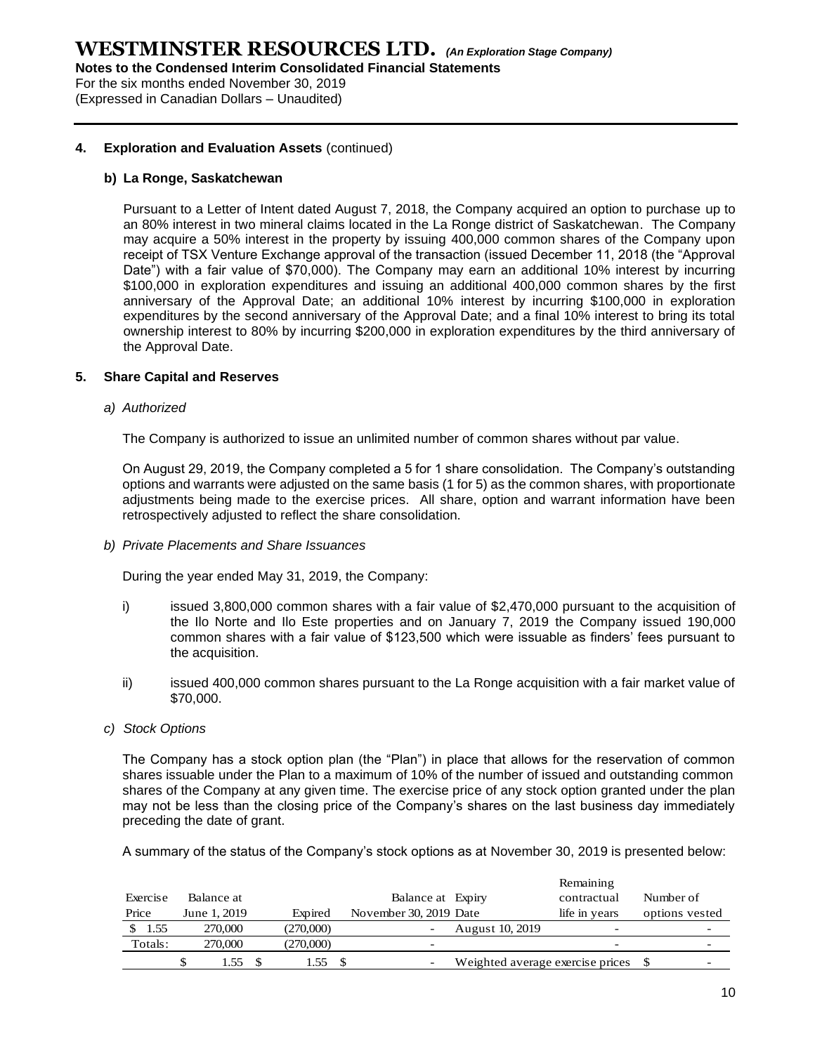**4. Exploration and Evaluation Assets** (continued)

**b) La Ronge, Saskatchewan**

Pursuant to a Letter of Intent dated August 7, 2018, the Company acquired an option to purchase up to an 80% interest in two mineral claims located in the La Ronge district of Saskatchewan. The Company may acquire a 50% interest in the property by issuing 400,000 common shares of the Company upon receipt of TSX Venture Exchange approval of the transaction (issued December 11, 2018 (the "Approval Date") with a fair value of $70,000). The Company may earn an additional 10% interest by incurring $100,000 in exploration expenditures and issuing an additional 400,000 common shares by the first anniversary of the Approval Date; an additional 10% interest by incurring $100,000 in exploration expenditures by the second anniversary of the Approval Date; and a final 10% interest to bring its total ownership interest to 80% by incurring $200,000 in exploration expenditures by the third anniversary of the Approval Date.

**5. Share Capital and Reserves**

*a) Authorized*

The Company is authorized to issue an unlimited number of common shares without par value.

On August 29, 2019, the Company completed a 5 for 1 share consolidation. The Company's outstanding options and warrants were adjusted on the same basis (1 for 5) as the common shares, with proportionate adjustments being made to the exercise prices. All share, option and warrant information have been retrospectively adjusted to reflect the share consolidation.

*b) Private Placements and Share Issuances*

During the year ended May 31, 2019, the Company:

i) issued 3,800,000 common shares with a fair value of $2,470,000 pursuant to the acquisition of the Ilo Norte and Ilo Este properties and on January 7, 2019 the Company issued 190,000 common shares with a fair value of $123,500 which were issuable as finders' fees pursuant to the acquisition.

ii) issued 400,000 common shares pursuant to the La Ronge acquisition with a fair market value of $70,000.

*c) Stock Options*

The Company has a stock option plan (the "Plan") in place that allows for the reservation of common shares issuable under the Plan to a maximum of 10% of the number of issued and outstanding common shares of the Company at any given time. The exercise price of any stock option granted under the plan may not be less than the closing price of the Company's shares on the last business day immediately preceding the date of grant.

A summary of the status of the Company's stock options as at November 30, 2019 is presented below:

| Exercise Price | Balance at June 1, 2019 | Expired | Balance at November 30, 2019 | Expiry Date | Remaining contractual life in years | Number of options vested |
|---|---|---|---|---|---|---|
| $ 1.55 | 270,000 | (270,000) | - | August 10, 2019 | - | - |
| Totals: | 270,000 | (270,000) | - | | - | - |
| | $ 1.55 | $ 1.55 | $ - | Weighted average exercise prices | | $ - |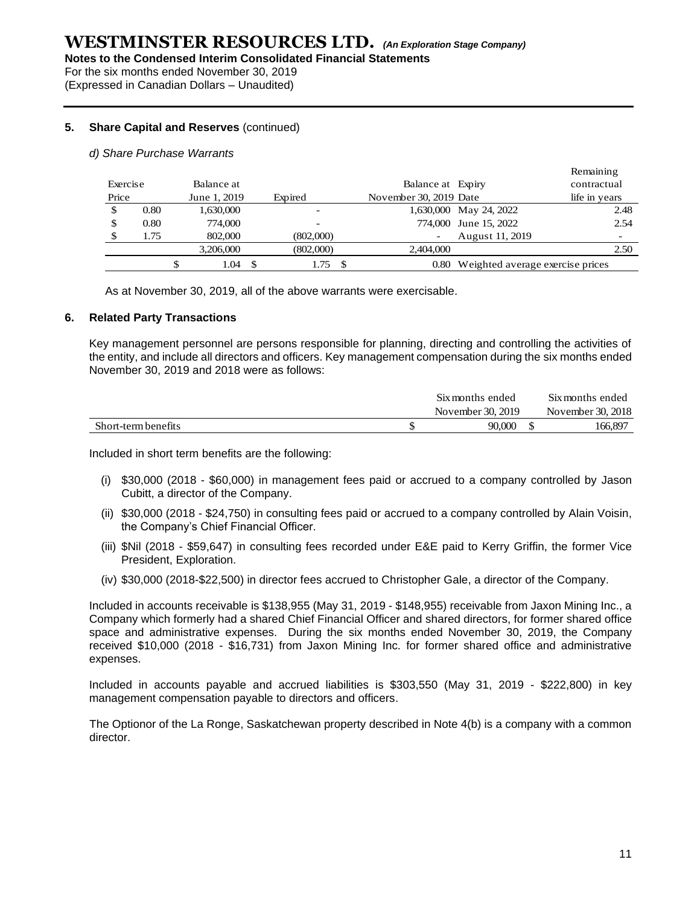**5. Share Capital and Reserves** (continued)

*d) Share Purchase Warrants*

| Exercise Price | Balance at June 1, 2019 | Expired | Balance at November 30, 2019 | Expiry Date | Remaining contractual life in years |
|---|---|---|---|---|---|
| $ 0.80 | 1,630,000 | - | 1,630,000 | May 24, 2022 | 2.48 |
| $ 0.80 | 774,000 | - | 774,000 | June 15, 2022 | 2.54 |
| $ 1.75 | 802,000 | (802,000) | - | August 11, 2019 | - |
| | 3,206,000 | (802,000) | 2,404,000 | | 2.50 |
| | $ 1.04 | $ 1.75 | $ 0.80 | Weighted average exercise prices | |

As at November 30, 2019, all of the above warrants were exercisable.

**6. Related Party Transactions**

Key management personnel are persons responsible for planning, directing and controlling the activities of the entity, and include all directors and officers. Key management compensation during the six months ended November 30, 2019 and 2018 were as follows:

| | Six months ended November 30, 2019 | Six months ended November 30, 2018 |
|---|---|---|
| Short-term benefits | $ 90,000 | $ 166,897 |

Included in short term benefits are the following:

(i) $30,000 (2018 - $60,000) in management fees paid or accrued to a company controlled by Jason Cubitt, a director of the Company.

(ii) $30,000 (2018 - $24,750) in consulting fees paid or accrued to a company controlled by Alain Voisin, the Company's Chief Financial Officer.

(iii) $Nil (2018 - $59,647) in consulting fees recorded under E&E paid to Kerry Griffin, the former Vice President, Exploration.

(iv) $30,000 (2018-$22,500) in director fees accrued to Christopher Gale, a director of the Company.

Included in accounts receivable is $138,955 (May 31, 2019 - $148,955) receivable from Jaxon Mining Inc., a Company which formerly had a shared Chief Financial Officer and shared directors, for former shared office space and administrative expenses. During the six months ended November 30, 2019, the Company received $10,000 (2018 - $16,731) from Jaxon Mining Inc. for former shared office and administrative expenses.

Included in accounts payable and accrued liabilities is $303,550 (May 31, 2019 - $222,800) in key management compensation payable to directors and officers.

The Optionor of the La Ronge, Saskatchewan property described in Note 4(b) is a company with a common director.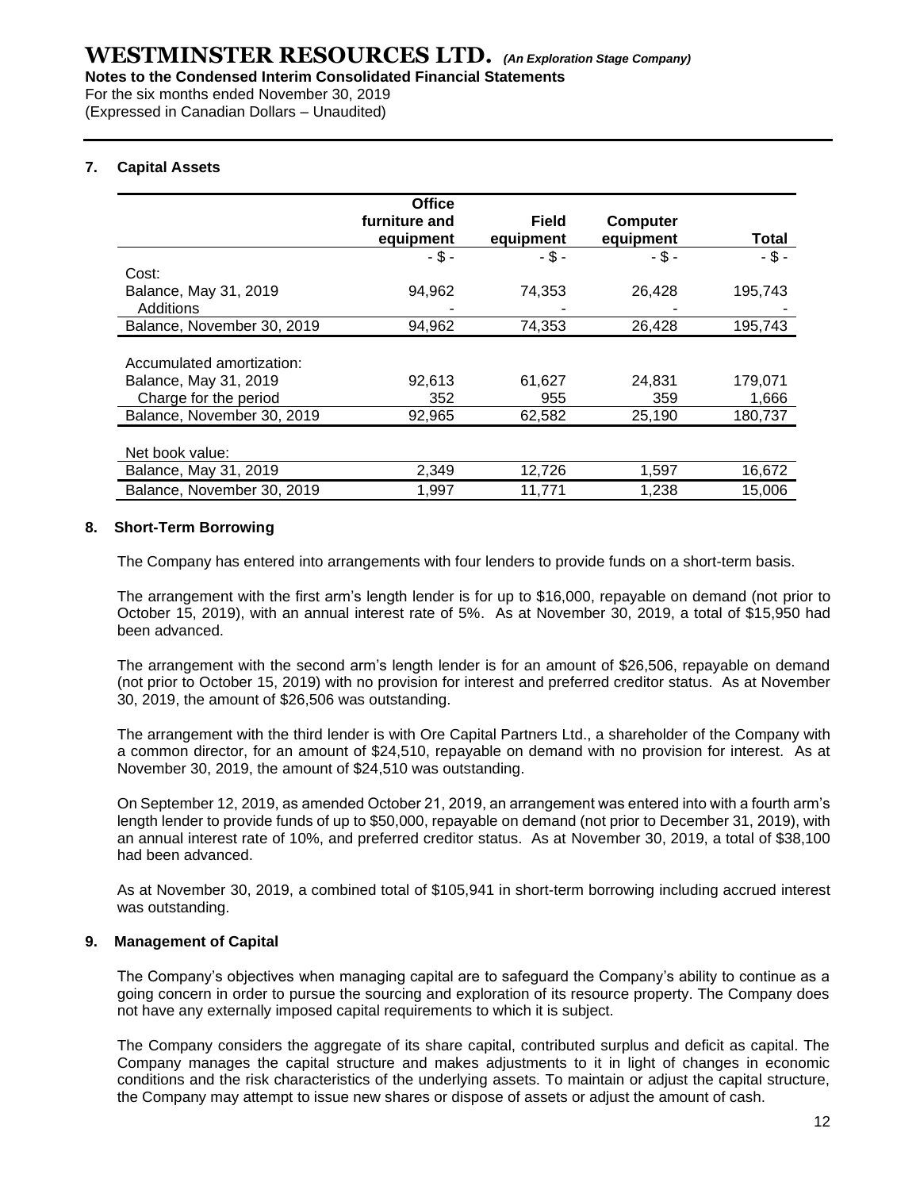## 7. Capital Assets

| | Office furniture and equipment | Field equipment | Computer equipment | Total |
|---|---|---|---|---|
| | - $ - | - $ - | - $ - | - $ - |
| Cost: | | | | |
| Balance, May 31, 2019 | 94,962 | 74,353 | 26,428 | 195,743 |
| Additions | - | - | - | - |
| Balance, November 30, 2019 | 94,962 | 74,353 | 26,428 | 195,743 |
| | | | | |
| Accumulated amortization: | | | | |
| Balance, May 31, 2019 | 92,613 | 61,627 | 24,831 | 179,071 |
| Charge for the period | 352 | 955 | 359 | 1,666 |
| Balance, November 30, 2019 | 92,965 | 62,582 | 25,190 | 180,737 |
| | | | | |
| Net book value: | | | | |
| Balance, May 31, 2019 | 2,349 | 12,726 | 1,597 | 16,672 |
| Balance, November 30, 2019 | 1,997 | 11,771 | 1,238 | 15,006 |

## 8. Short-Term Borrowing

The Company has entered into arrangements with four lenders to provide funds on a short-term basis.

The arrangement with the first arm's length lender is for up to $16,000, repayable on demand (not prior to October 15, 2019), with an annual interest rate of 5%. As at November 30, 2019, a total of $15,950 had been advanced.

The arrangement with the second arm's length lender is for an amount of $26,506, repayable on demand (not prior to October 15, 2019) with no provision for interest and preferred creditor status. As at November 30, 2019, the amount of $26,506 was outstanding.

The arrangement with the third lender is with Ore Capital Partners Ltd., a shareholder of the Company with a common director, for an amount of $24,510, repayable on demand with no provision for interest. As at November 30, 2019, the amount of $24,510 was outstanding.

On September 12, 2019, as amended October 21, 2019, an arrangement was entered into with a fourth arm's length lender to provide funds of up to $50,000, repayable on demand (not prior to December 31, 2019), with an annual interest rate of 10%, and preferred creditor status. As at November 30, 2019, a total of $38,100 had been advanced.

As at November 30, 2019, a combined total of $105,941 in short-term borrowing including accrued interest was outstanding.

## 9. Management of Capital

The Company's objectives when managing capital are to safeguard the Company's ability to continue as a going concern in order to pursue the sourcing and exploration of its resource property. The Company does not have any externally imposed capital requirements to which it is subject.

The Company considers the aggregate of its share capital, contributed surplus and deficit as capital. The Company manages the capital structure and makes adjustments to it in light of changes in economic conditions and the risk characteristics of the underlying assets. To maintain or adjust the capital structure, the Company may attempt to issue new shares or dispose of assets or adjust the amount of cash.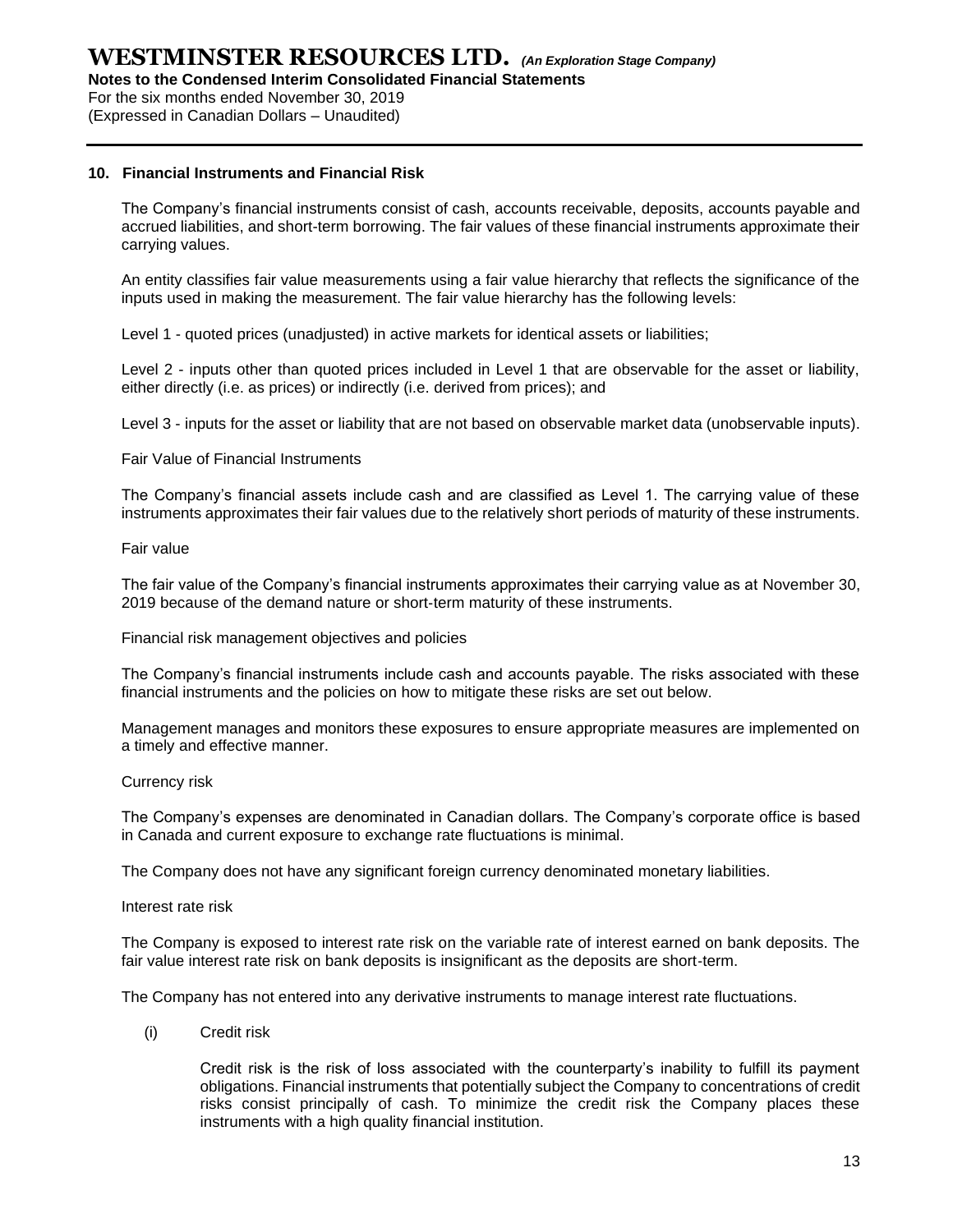## 10. Financial Instruments and Financial Risk

The Company's financial instruments consist of cash, accounts receivable, deposits, accounts payable and accrued liabilities, and short-term borrowing. The fair values of these financial instruments approximate their carrying values.

An entity classifies fair value measurements using a fair value hierarchy that reflects the significance of the inputs used in making the measurement. The fair value hierarchy has the following levels:

Level 1 - quoted prices (unadjusted) in active markets for identical assets or liabilities;

Level 2 - inputs other than quoted prices included in Level 1 that are observable for the asset or liability, either directly (i.e. as prices) or indirectly (i.e. derived from prices); and

Level 3 - inputs for the asset or liability that are not based on observable market data (unobservable inputs).

Fair Value of Financial Instruments

The Company's financial assets include cash and are classified as Level 1. The carrying value of these instruments approximates their fair values due to the relatively short periods of maturity of these instruments.

Fair value

The fair value of the Company's financial instruments approximates their carrying value as at November 30, 2019 because of the demand nature or short-term maturity of these instruments.

Financial risk management objectives and policies

The Company's financial instruments include cash and accounts payable. The risks associated with these financial instruments and the policies on how to mitigate these risks are set out below.

Management manages and monitors these exposures to ensure appropriate measures are implemented on a timely and effective manner.

Currency risk

The Company's expenses are denominated in Canadian dollars. The Company's corporate office is based in Canada and current exposure to exchange rate fluctuations is minimal.

The Company does not have any significant foreign currency denominated monetary liabilities.

Interest rate risk

The Company is exposed to interest rate risk on the variable rate of interest earned on bank deposits. The fair value interest rate risk on bank deposits is insignificant as the deposits are short-term.

The Company has not entered into any derivative instruments to manage interest rate fluctuations.

(i) Credit risk

Credit risk is the risk of loss associated with the counterparty's inability to fulfill its payment obligations. Financial instruments that potentially subject the Company to concentrations of credit risks consist principally of cash. To minimize the credit risk the Company places these instruments with a high quality financial institution.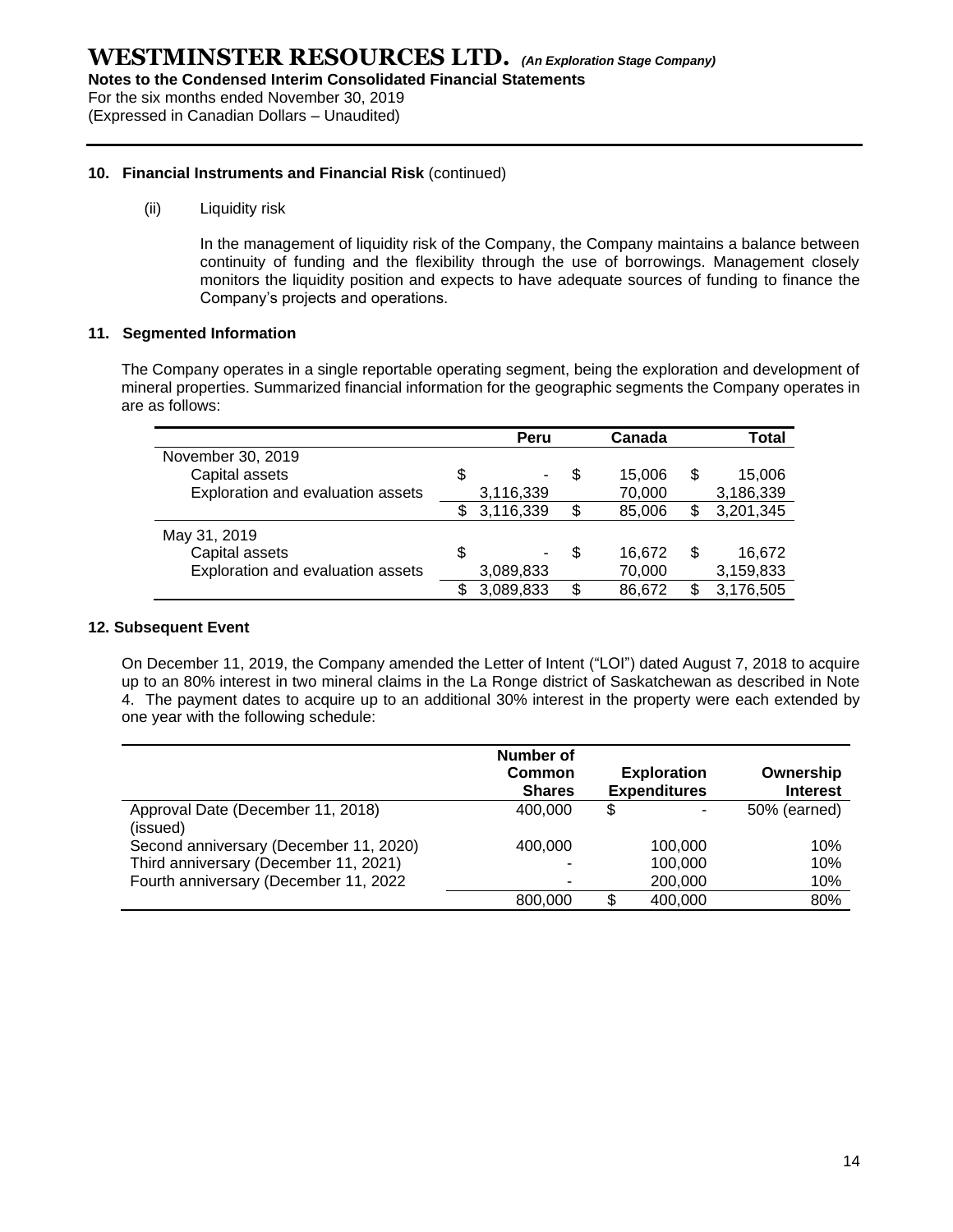**WESTMINSTER RESOURCES LTD.** *(An Exploration Stage Company)*
**Notes to the Condensed Interim Consolidated Financial Statements**
For the six months ended November 30, 2019
(Expressed in Canadian Dollars – Unaudited)

**10. Financial Instruments and Financial Risk** (continued)

(ii) Liquidity risk

In the management of liquidity risk of the Company, the Company maintains a balance between continuity of funding and the flexibility through the use of borrowings. Management closely monitors the liquidity position and expects to have adequate sources of funding to finance the Company's projects and operations.

**11. Segmented Information**

The Company operates in a single reportable operating segment, being the exploration and development of mineral properties. Summarized financial information for the geographic segments the Company operates in are as follows:

| | Peru | Canada | Total |
|---|---|---|---|
| November 30, 2019 | | | |
| Capital assets | $ - | $ 15,006 | $ 15,006 |
| Exploration and evaluation assets | 3,116,339 | 70,000 | 3,186,339 |
| | $ 3,116,339 | $ 85,006 | $ 3,201,345 |
| May 31, 2019 | | | |
| Capital assets | $ - | $ 16,672 | $ 16,672 |
| Exploration and evaluation assets | 3,089,833 | 70,000 | 3,159,833 |
| | $ 3,089,833 | $ 86,672 | $ 3,176,505 |

**12. Subsequent Event**

On December 11, 2019, the Company amended the Letter of Intent ("LOI") dated August 7, 2018 to acquire up to an 80% interest in two mineral claims in the La Ronge district of Saskatchewan as described in Note 4. The payment dates to acquire up to an additional 30% interest in the property were each extended by one year with the following schedule:

| | Number of Common Shares | Exploration Expenditures | Ownership Interest |
|---|---|---|---|
| Approval Date (December 11, 2018) (issued) | 400,000 | $ - | 50% (earned) |
| Second anniversary (December 11, 2020) | 400,000 | 100,000 | 10% |
| Third anniversary (December 11, 2021) | - | 100,000 | 10% |
| Fourth anniversary (December 11, 2022 | - | 200,000 | 10% |
| | 800,000 | $ 400,000 | 80% |